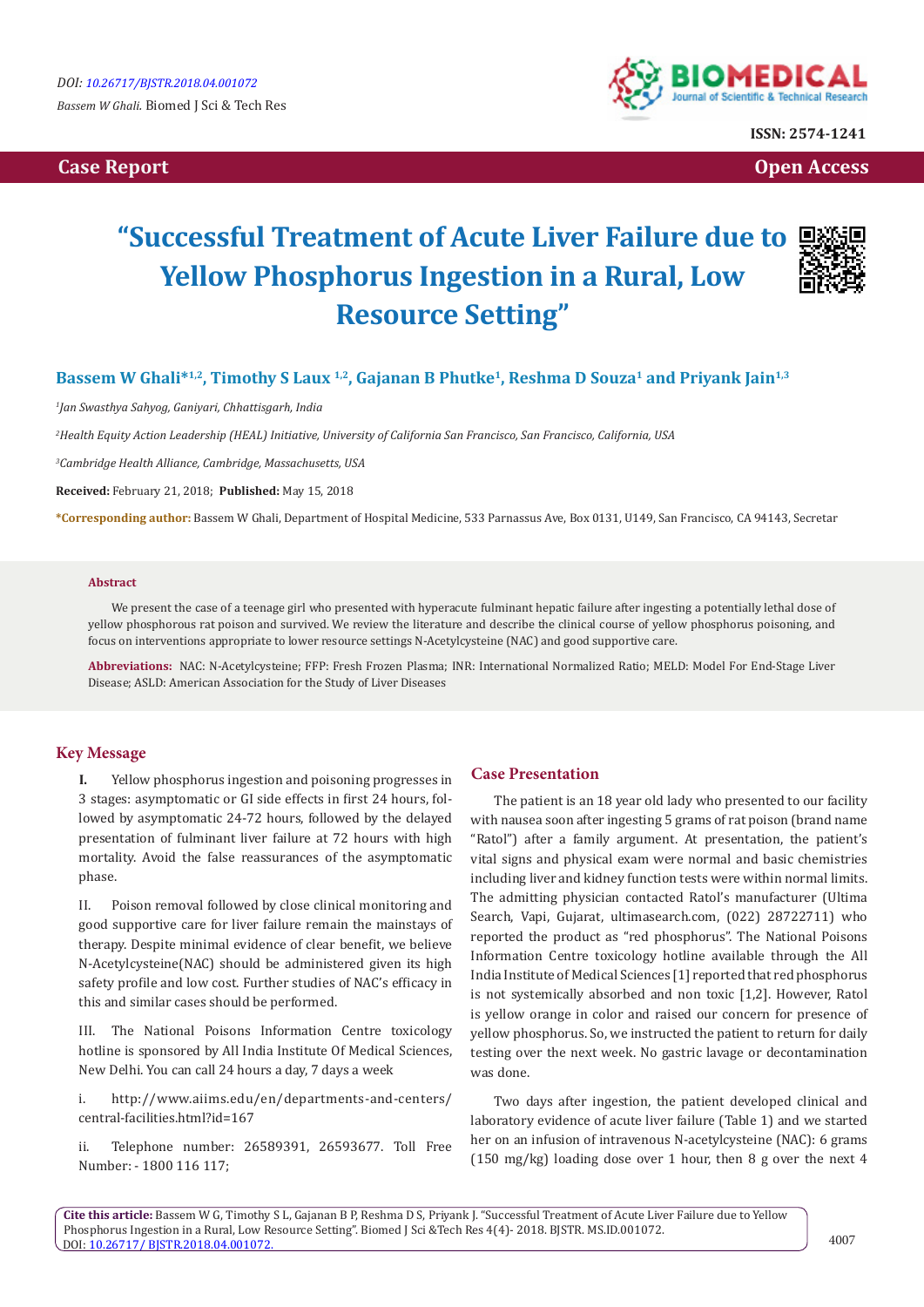**Case Report**

**Open Access**

# "Successful Treatment of Acute Liver Failure due to Yellow Phosphorus Ingestion in a Rural, Low Resource Setting"

**Bassem W Ghali*[1,2], Timothy S Laux [1,2], Gajanan B Phutke[1], Reshma D Souza[1] and Priyank Jain[1,3]**

[1]*Jan Swasthya Sahyog, Ganiyari, Chhattisgarh, India*

[2]*Health Equity Action Leadership (HEAL) Initiative, University of California San Francisco, San Francisco, California, USA*

[3]*Cambridge Health Alliance, Cambridge, Massachusetts, USA*

**Received:** February 21, 2018; **Published:** May 15, 2018

***Corresponding author:** Bassem W Ghali, Department of Hospital Medicine, 533 Parnassus Ave, Box 0131, U149, San Francisco, CA 94143, Secretar

## Abstract

We present the case of a teenage girl who presented with hyperacute fulminant hepatic failure after ingesting a potentially lethal dose of yellow phosphorous rat poison and survived. We review the literature and describe the clinical course of yellow phosphorus poisoning, and focus on interventions appropriate to lower resource settings N-Acetylcysteine (NAC) and good supportive care.

**Abbreviations:** NAC: N-Acetylcysteine; FFP: Fresh Frozen Plasma; INR: International Normalized Ratio; MELD: Model For End-Stage Liver Disease; ASLD: American Association for the Study of Liver Diseases

## Key Message

I. Yellow phosphorus ingestion and poisoning progresses in 3 stages: asymptomatic or GI side effects in first 24 hours, followed by asymptomatic 24-72 hours, followed by the delayed presentation of fulminant liver failure at 72 hours with high mortality. Avoid the false reassurances of the asymptomatic phase.

II. Poison removal followed by close clinical monitoring and good supportive care for liver failure remain the mainstays of therapy. Despite minimal evidence of clear benefit, we believe N-Acetylcysteine(NAC) should be administered given its high safety profile and low cost. Further studies of NAC's efficacy in this and similar cases should be performed.

III. The National Poisons Information Centre toxicology hotline is sponsored by All India Institute Of Medical Sciences, New Delhi. You can call 24 hours a day, 7 days a week

i. http://www.aiims.edu/en/departments-and-centers/central-facilities.html?id=167

ii. Telephone number: 26589391, 26593677. Toll Free Number: - 1800 116 117;

## Case Presentation

The patient is an 18 year old lady who presented to our facility with nausea soon after ingesting 5 grams of rat poison (brand name "Ratol") after a family argument. At presentation, the patient's vital signs and physical exam were normal and basic chemistries including liver and kidney function tests were within normal limits. The admitting physician contacted Ratol's manufacturer (Ultima Search, Vapi, Gujarat, ultimasearch.com, (022) 28722711) who reported the product as "red phosphorus". The National Poisons Information Centre toxicology hotline available through the All India Institute of Medical Sciences [1] reported that red phosphorus is not systemically absorbed and non toxic [1,2]. However, Ratol is yellow orange in color and raised our concern for presence of yellow phosphorus. So, we instructed the patient to return for daily testing over the next week. No gastric lavage or decontamination was done.

Two days after ingestion, the patient developed clinical and laboratory evidence of acute liver failure (Table 1) and we started her on an infusion of intravenous N-acetylcysteine (NAC): 6 grams (150 mg/kg) loading dose over 1 hour, then 8 g over the next 4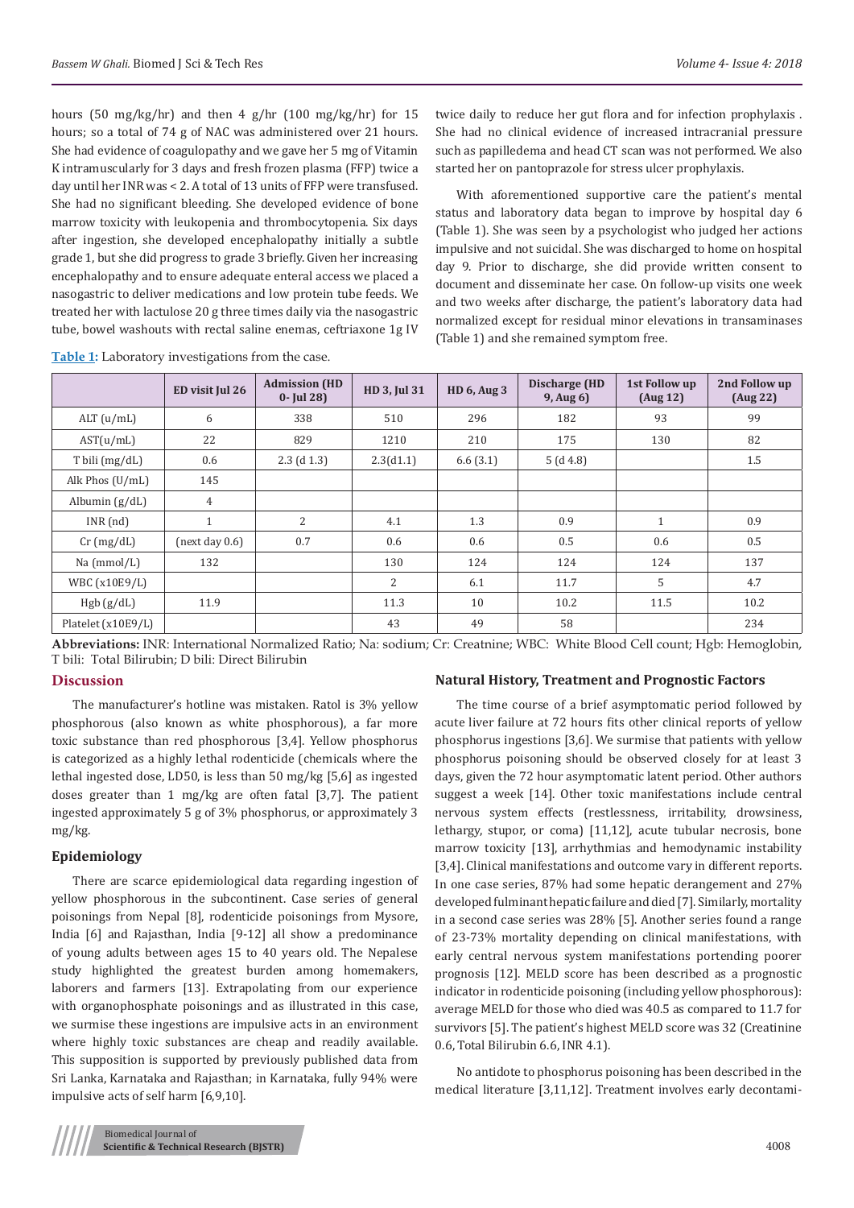hours (50 mg/kg/hr) and then 4 g/hr (100 mg/kg/hr) for 15 hours; so a total of 74 g of NAC was administered over 21 hours. She had evidence of coagulopathy and we gave her 5 mg of Vitamin K intramuscularly for 3 days and fresh frozen plasma (FFP) twice a day until her INR was < 2. A total of 13 units of FFP were transfused. She had no significant bleeding. She developed evidence of bone marrow toxicity with leukopenia and thrombocytopenia. Six days after ingestion, she developed encephalopathy initially a subtle grade 1, but she did progress to grade 3 briefly. Given her increasing encephalopathy and to ensure adequate enteral access we placed a nasogastric to deliver medications and low protein tube feeds. We treated her with lactulose 20 g three times daily via the nasogastric tube, bowel washouts with rectal saline enemas, ceftriaxone 1g IV twice daily to reduce her gut flora and for infection prophylaxis . She had no clinical evidence of increased intracranial pressure such as papilledema and head CT scan was not performed. We also started her on pantoprazole for stress ulcer prophylaxis.

With aforementioned supportive care the patient's mental status and laboratory data began to improve by hospital day 6 (Table 1). She was seen by a psychologist who judged her actions impulsive and not suicidal. She was discharged to home on hospital day 9. Prior to discharge, she did provide written consent to document and disseminate her case. On follow-up visits one week and two weeks after discharge, the patient's laboratory data had normalized except for residual minor elevations in transaminases (Table 1) and she remained symptom free.

**Table 1:** Laboratory investigations from the case.

| | ED visit Jul 26 | Admission (HD 0- Jul 28) | HD 3, Jul 31 | HD 6, Aug 3 | Discharge (HD 9, Aug 6) | 1st Follow up (Aug 12) | 2nd Follow up (Aug 22) |
|---|---|---|---|---|---|---|---|
| ALT (u/mL) | 6 | 338 | 510 | 296 | 182 | 93 | 99 |
| AST(u/mL) | 22 | 829 | 1210 | 210 | 175 | 130 | 82 |
| T bili (mg/dL) | 0.6 | 2.3 (d 1.3) | 2.3(d1.1) | 6.6 (3.1) | 5 (d 4.8) | | 1.5 |
| Alk Phos (U/mL) | 145 | | | | | | |
| Albumin (g/dL) | 4 | | | | | | |
| INR (nd) | 1 | 2 | 4.1 | 1.3 | 0.9 | 1 | 0.9 |
| Cr (mg/dL) | (next day 0.6) | 0.7 | 0.6 | 0.6 | 0.5 | 0.6 | 0.5 |
| Na (mmol/L) | 132 | | 130 | 124 | 124 | 124 | 137 |
| WBC (x10E9/L) | | | 2 | 6.1 | 11.7 | 5 | 4.7 |
| Hgb (g/dL) | 11.9 | | 11.3 | 10 | 10.2 | 11.5 | 10.2 |
| Platelet (x10E9/L) | | | 43 | 49 | 58 | | 234 |

**Abbreviations:** INR: International Normalized Ratio; Na: sodium; Cr: Creatnine; WBC: White Blood Cell count; Hgb: Hemoglobin, T bili: Total Bilirubin; D bili: Direct Bilirubin

## Discussion

The manufacturer's hotline was mistaken. Ratol is 3% yellow phosphorous (also known as white phosphorous), a far more toxic substance than red phosphorous [3,4]. Yellow phosphorus is categorized as a highly lethal rodenticide (chemicals where the lethal ingested dose, LD50, is less than 50 mg/kg [5,6] as ingested doses greater than 1 mg/kg are often fatal [3,7]. The patient ingested approximately 5 g of 3% phosphorus, or approximately 3 mg/kg.

### Epidemiology

There are scarce epidemiological data regarding ingestion of yellow phosphorous in the subcontinent. Case series of general poisonings from Nepal [8], rodenticide poisonings from Mysore, India [6] and Rajasthan, India [9-12] all show a predominance of young adults between ages 15 to 40 years old. The Nepalese study highlighted the greatest burden among homemakers, laborers and farmers [13]. Extrapolating from our experience with organophosphate poisonings and as illustrated in this case, we surmise these ingestions are impulsive acts in an environment where highly toxic substances are cheap and readily available. This supposition is supported by previously published data from Sri Lanka, Karnataka and Rajasthan; in Karnataka, fully 94% were impulsive acts of self harm [6,9,10].

### Natural History, Treatment and Prognostic Factors

The time course of a brief asymptomatic period followed by acute liver failure at 72 hours fits other clinical reports of yellow phosphorus ingestions [3,6]. We surmise that patients with yellow phosphorus poisoning should be observed closely for at least 3 days, given the 72 hour asymptomatic latent period. Other authors suggest a week [14]. Other toxic manifestations include central nervous system effects (restlessness, irritability, drowsiness, lethargy, stupor, or coma) [11,12], acute tubular necrosis, bone marrow toxicity [13], arrhythmias and hemodynamic instability [3,4]. Clinical manifestations and outcome vary in different reports. In one case series, 87% had some hepatic derangement and 27% developed fulminant hepatic failure and died [7]. Similarly, mortality in a second case series was 28% [5]. Another series found a range of 23-73% mortality depending on clinical manifestations, with early central nervous system manifestations portending poorer prognosis [12]. MELD score has been described as a prognostic indicator in rodenticide poisoning (including yellow phosphorous): average MELD for those who died was 40.5 as compared to 11.7 for survivors [5]. The patient's highest MELD score was 32 (Creatinine 0.6, Total Bilirubin 6.6, INR 4.1).

No antidote to phosphorus poisoning has been described in the medical literature [3,11,12]. Treatment involves early decontami-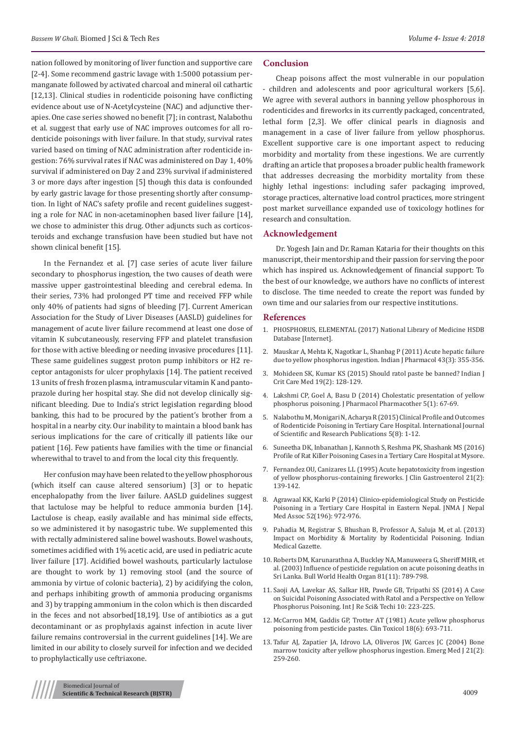nation followed by monitoring of liver function and supportive care [2-4]. Some recommend gastric lavage with 1:5000 potassium permanganate followed by activated charcoal and mineral oil cathartic [12,13]. Clinical studies in rodenticide poisoning have conflicting evidence about use of N-Acetylcysteine (NAC) and adjunctive therapies. One case series showed no benefit [7]; in contrast, Nalabothu et al. suggest that early use of NAC improves outcomes for all rodenticide poisonings with liver failure. In that study, survival rates varied based on timing of NAC administration after rodenticide ingestion: 76% survival rates if NAC was administered on Day 1, 40% survival if administered on Day 2 and 23% survival if administered 3 or more days after ingestion [5] though this data is confounded by early gastric lavage for those presenting shortly after consumption. In light of NAC's safety profile and recent guidelines suggesting a role for NAC in non-acetaminophen based liver failure [14], we chose to administer this drug. Other adjuncts such as corticosteroids and exchange transfusion have been studied but have not shown clinical benefit [15].

In the Fernandez et al. [7] case series of acute liver failure secondary to phosphorus ingestion, the two causes of death were massive upper gastrointestinal bleeding and cerebral edema. In their series, 73% had prolonged PT time and received FFP while only 40% of patients had signs of bleeding [7]. Current American Association for the Study of Liver Diseases (AASLD) guidelines for management of acute liver failure recommend at least one dose of vitamin K subcutaneously, reserving FFP and platelet transfusion for those with active bleeding or needing invasive procedures [11]. These same guidelines suggest proton pump inhibitors or H2 receptor antagonists for ulcer prophylaxis [14]. The patient received 13 units of fresh frozen plasma, intramuscular vitamin K and pantoprazole during her hospital stay. She did not develop clinically significant bleeding. Due to India's strict legislation regarding blood banking, this had to be procured by the patient's brother from a hospital in a nearby city. Our inability to maintain a blood bank has serious implications for the care of critically ill patients like our patient [16]. Few patients have families with the time or financial wherewithal to travel to and from the local city this frequently.

Her confusion may have been related to the yellow phosphorous (which itself can cause altered sensorium) [3] or to hepatic encephalopathy from the liver failure. AASLD guidelines suggest that lactulose may be helpful to reduce ammonia burden [14]. Lactulose is cheap, easily available and has minimal side effects, so we administered it by nasogastric tube. We supplemented this with rectally administered saline bowel washouts. Bowel washouts, sometimes acidified with 1% acetic acid, are used in pediatric acute liver failure [17]. Acidified bowel washouts, particularly lactulose are thought to work by 1) removing stool (and the source of ammonia by virtue of colonic bacteria), 2) by acidifying the colon, and perhaps inhibiting growth of ammonia producing organisms and 3) by trapping ammonium in the colon which is then discarded in the feces and not absorbed[18,19]. Use of antibiotics as a gut decontaminant or as prophylaxis against infection in acute liver failure remains controversial in the current guidelines [14]. We are limited in our ability to closely surveil for infection and we decided to prophylactically use ceftriaxone.

## Conclusion

Cheap poisons affect the most vulnerable in our population - children and adolescents and poor agricultural workers [5,6]. We agree with several authors in banning yellow phosphorous in rodenticides and fireworks in its currently packaged, concentrated, lethal form [2,3]. We offer clinical pearls in diagnosis and management in a case of liver failure from yellow phosphorus. Excellent supportive care is one important aspect to reducing morbidity and mortality from these ingestions. We are currently drafting an article that proposes a broader public health framework that addresses decreasing the morbidity mortality from these highly lethal ingestions: including safer packaging improved, storage practices, alternative load control practices, more stringent post market surveillance expanded use of toxicology hotlines for research and consultation.

## Acknowledgement

Dr. Yogesh Jain and Dr. Raman Kataria for their thoughts on this manuscript, their mentorship and their passion for serving the poor which has inspired us. Acknowledgement of financial support: To the best of our knowledge, we authors have no conflicts of interest to disclose. The time needed to create the report was funded by own time and our salaries from our respective institutions.

## References

1. PHOSPHORUS, ELEMENTAL (2017) National Library of Medicine HSDB Database [Internet].
2. Mauskar A, Mehta K, Nagotkar L, Shanbag P (2011) Acute hepatic failure due to yellow phosphorus ingestion. Indian J Pharmacol 43(3): 355-356.
3. Mohideen SK, Kumar KS (2015) Should ratol paste be banned? Indian J Crit Care Med 19(2): 128-129.
4. Lakshmi CP, Goel A, Basu D (2014) Cholestatic presentation of yellow phosphorus poisoning. J Pharmacol Pharmacother 5(1): 67-69.
5. Nalabothu M, Monigari N, Acharya R (2015) Clinical Profile and Outcomes of Rodenticide Poisoning in Tertiary Care Hospital. International Journal of Scientific and Research Publications 5(8): 1-12.
6. Suneetha DK, Inbanathan J, Kannoth S, Reshma PK, Shashank MS (2016) Profile of Rat Killer Poisoning Cases in a Tertiary Care Hospital at Mysore.
7. Fernandez OU, Canizares LL (1995) Acute hepatotoxicity from ingestion of yellow phosphorus-containing fireworks. J Clin Gastroenterol 21(2): 139-142.
8. Agrawaal KK, Karki P (2014) Clinico-epidemiological Study on Pesticide Poisoning in a Tertiary Care Hospital in Eastern Nepal. JNMA J Nepal Med Assoc 52(196): 972-976.
9. Pahadia M, Registrar S, Bhushan B, Professor A, Saluja M, et al. (2013) Impact on Morbidity & Mortality by Rodenticidal Poisoning. Indian Medical Gazette.
10. Roberts DM, Karunarathna A, Buckley NA, Manuweera G, Sheriff MHR, et al. (2003) Influence of pesticide regulation on acute poisoning deaths in Sri Lanka. Bull World Health Organ 81(11): 789-798.
11. Saoji AA, Lavekar AS, Salkar HR, Pawde GB, Tripathi SS (2014) A Case on Suicidal Poisoning Associated with Ratol and a Perspective on Yellow Phosphorus Poisoning. Int J Re Sci& Techi 10: 223-225.
12. McCarron MM, Gaddis GP, Trotter AT (1981) Acute yellow phosphorus poisoning from pesticide pastes. Clin Toxicol 18(6): 693-711.
13. Tafur AJ, Zapatier JA, Idrovo LA, Oliveros JW, Garces JC (2004) Bone marrow toxicity after yellow phosphorus ingestion. Emerg Med J 21(2): 259-260.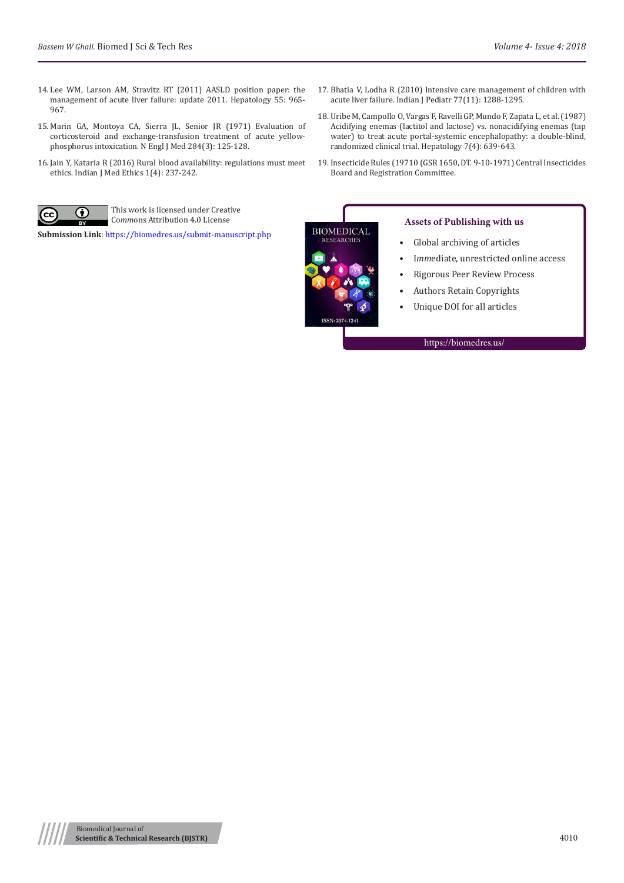14. Lee WM, Larson AM, Stravitz RT (2011) AASLD position paper: the management of acute liver failure: update 2011. Hepatology 55: 965-967.

15. Marin GA, Montoya CA, Sierra JL, Senior JR (1971) Evaluation of corticosteroid and exchange-transfusion treatment of acute yellow-phosphorus intoxication. N Engl J Med 284(3): 125-128.

16. Jain Y, Kataria R (2016) Rural blood availability: regulations must meet ethics. Indian J Med Ethics 1(4): 237-242.

17. Bhatia V, Lodha R (2010) Intensive care management of children with acute liver failure. Indian J Pediatr 77(11): 1288-1295.

18. Uribe M, Campollo O, Vargas F, Ravelli GP, Mundo F, Zapata L, et al. (1987) Acidifying enemas (lactitol and lactose) vs. nonacidifying enemas (tap water) to treat acute portal-systemic encephalopathy: a double-blind, randomized clinical trial. Hepatology 7(4): 639-643.

19. Insecticide Rules (19710 (GSR 1650, DT. 9-10-1971) Central Insecticides Board and Registration Committee.

This work is licensed under Creative Commons Attribution 4.0 License

**Submission Link**: https://biomedres.us/submit-manuscript.php

BIOMEDICAL RESEARCHES

ISSN: 2574-1241

**Assets of Publishing with us**

- Global archiving of articles
- Immediate, unrestricted online access
- Rigorous Peer Review Process
- Authors Retain Copyrights
- Unique DOI for all articles

https://biomedres.us/